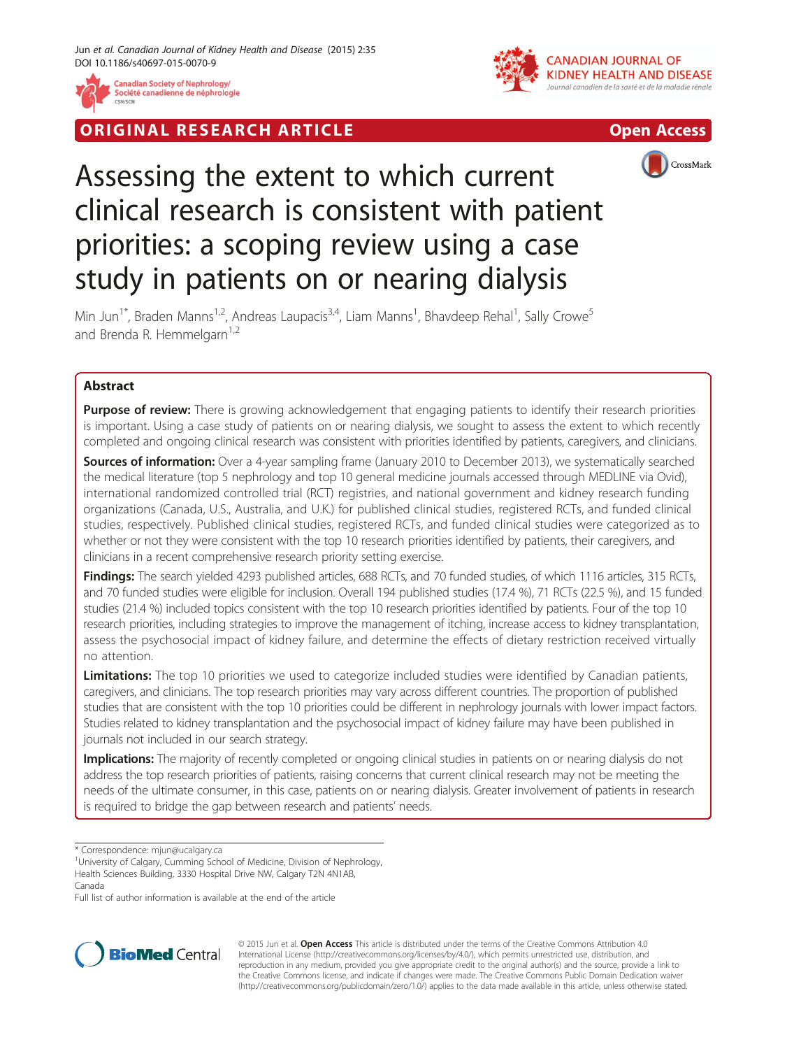ORIGINAL RESEARCH ARTICLE

Open Access

# Assessing the extent to which current clinical research is consistent with patient priorities: a scoping review using a case study in patients on or nearing dialysis

Min Jun[1*], Braden Manns[1,2], Andreas Laupacis[3,4], Liam Manns[1], Bhavdeep Rehal[1], Sally Crowe[5] and Brenda R. Hemmelgarn[1,2]

## Abstract

**Purpose of review:** There is growing acknowledgement that engaging patients to identify their research priorities is important. Using a case study of patients on or nearing dialysis, we sought to assess the extent to which recently completed and ongoing clinical research was consistent with priorities identified by patients, caregivers, and clinicians.

**Sources of information:** Over a 4-year sampling frame (January 2010 to December 2013), we systematically searched the medical literature (top 5 nephrology and top 10 general medicine journals accessed through MEDLINE via Ovid), international randomized controlled trial (RCT) registries, and national government and kidney research funding organizations (Canada, U.S., Australia, and U.K.) for published clinical studies, registered RCTs, and funded clinical studies, respectively. Published clinical studies, registered RCTs, and funded clinical studies were categorized as to whether or not they were consistent with the top 10 research priorities identified by patients, their caregivers, and clinicians in a recent comprehensive research priority setting exercise.

**Findings:** The search yielded 4293 published articles, 688 RCTs, and 70 funded studies, of which 1116 articles, 315 RCTs, and 70 funded studies were eligible for inclusion. Overall 194 published studies (17.4 %), 71 RCTs (22.5 %), and 15 funded studies (21.4 %) included topics consistent with the top 10 research priorities identified by patients. Four of the top 10 research priorities, including strategies to improve the management of itching, increase access to kidney transplantation, assess the psychosocial impact of kidney failure, and determine the effects of dietary restriction received virtually no attention.

**Limitations:** The top 10 priorities we used to categorize included studies were identified by Canadian patients, caregivers, and clinicians. The top research priorities may vary across different countries. The proportion of published studies that are consistent with the top 10 priorities could be different in nephrology journals with lower impact factors. Studies related to kidney transplantation and the psychosocial impact of kidney failure may have been published in journals not included in our search strategy.

**Implications:** The majority of recently completed or ongoing clinical studies in patients on or nearing dialysis do not address the top research priorities of patients, raising concerns that current clinical research may not be meeting the needs of the ultimate consumer, in this case, patients on or nearing dialysis. Greater involvement of patients in research is required to bridge the gap between research and patients' needs.

\* Correspondence: mjun@ucalgary.ca

[1]University of Calgary, Cumming School of Medicine, Division of Nephrology, Health Sciences Building, 3330 Hospital Drive NW, Calgary T2N 4N1AB, Canada

Full list of author information is available at the end of the article

© 2015 Jun et al. **Open Access** This article is distributed under the terms of the Creative Commons Attribution 4.0 International License (http://creativecommons.org/licenses/by/4.0/), which permits unrestricted use, distribution, and reproduction in any medium, provided you give appropriate credit to the original author(s) and the source, provide a link to the Creative Commons license, and indicate if changes were made. The Creative Commons Public Domain Dedication waiver (http://creativecommons.org/publicdomain/zero/1.0/) applies to the data made available in this article, unless otherwise stated.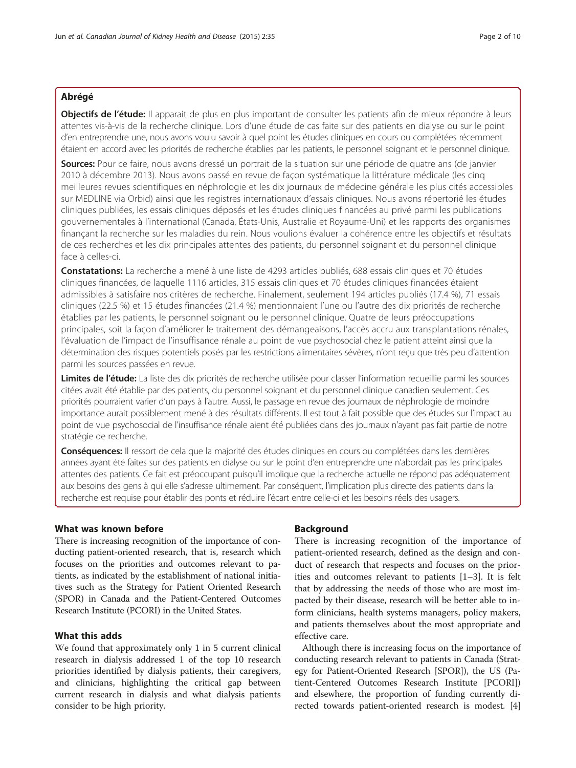## Abrégé

**Objectifs de l'étude:** Il apparait de plus en plus important de consulter les patients afin de mieux répondre à leurs attentes vis-à-vis de la recherche clinique. Lors d'une étude de cas faite sur des patients en dialyse ou sur le point d'en entreprendre une, nous avons voulu savoir à quel point les études cliniques en cours ou complétées récemment étaient en accord avec les priorités de recherche établies par les patients, le personnel soignant et le personnel clinique.

**Sources:** Pour ce faire, nous avons dressé un portrait de la situation sur une période de quatre ans (de janvier 2010 à décembre 2013). Nous avons passé en revue de façon systématique la littérature médicale (les cinq meilleures revues scientifiques en néphrologie et les dix journaux de médecine générale les plus cités accessibles sur MEDLINE via Orbid) ainsi que les registres internationaux d'essais cliniques. Nous avons répertorié les études cliniques publiées, les essais cliniques déposés et les études cliniques financées au privé parmi les publications gouvernementales à l'international (Canada, États-Unis, Australie et Royaume-Uni) et les rapports des organismes finançant la recherche sur les maladies du rein. Nous voulions évaluer la cohérence entre les objectifs et résultats de ces recherches et les dix principales attentes des patients, du personnel soignant et du personnel clinique face à celles-ci.

**Constatations:** La recherche a mené à une liste de 4293 articles publiés, 688 essais cliniques et 70 études cliniques financées, de laquelle 1116 articles, 315 essais cliniques et 70 études cliniques financées étaient admissibles à satisfaire nos critères de recherche. Finalement, seulement 194 articles publiés (17.4 %), 71 essais cliniques (22.5 %) et 15 études financées (21.4 %) mentionnaient l'une ou l'autre des dix priorités de recherche établies par les patients, le personnel soignant ou le personnel clinique. Quatre de leurs préoccupations principales, soit la façon d'améliorer le traitement des démangeaisons, l'accès accru aux transplantations rénales, l'évaluation de l'impact de l'insuffisance rénale au point de vue psychosocial chez le patient atteint ainsi que la détermination des risques potentiels posés par les restrictions alimentaires sévères, n'ont reçu que très peu d'attention parmi les sources passées en revue.

**Limites de l'étude:** La liste des dix priorités de recherche utilisée pour classer l'information recueillie parmi les sources citées avait été établie par des patients, du personnel soignant et du personnel clinique canadien seulement. Ces priorités pourraient varier d'un pays à l'autre. Aussi, le passage en revue des journaux de néphrologie de moindre importance aurait possiblement mené à des résultats différents. Il est tout à fait possible que des études sur l'impact au point de vue psychosocial de l'insuffisance rénale aient été publiées dans des journaux n'ayant pas fait partie de notre stratégie de recherche.

**Conséquences:** Il ressort de cela que la majorité des études cliniques en cours ou complétées dans les dernières années ayant été faites sur des patients en dialyse ou sur le point d'en entreprendre une n'abordait pas les principales attentes des patients. Ce fait est préoccupant puisqu'il implique que la recherche actuelle ne répond pas adéquatement aux besoins des gens à qui elle s'adresse ultimement. Par conséquent, l'implication plus directe des patients dans la recherche est requise pour établir des ponts et réduire l'écart entre celle-ci et les besoins réels des usagers.

### What was known before

There is increasing recognition of the importance of conducting patient-oriented research, that is, research which focuses on the priorities and outcomes relevant to patients, as indicated by the establishment of national initiatives such as the Strategy for Patient Oriented Research (SPOR) in Canada and the Patient-Centered Outcomes Research Institute (PCORI) in the United States.

### What this adds

We found that approximately only 1 in 5 current clinical research in dialysis addressed 1 of the top 10 research priorities identified by dialysis patients, their caregivers, and clinicians, highlighting the critical gap between current research in dialysis and what dialysis patients consider to be high priority.

## Background

There is increasing recognition of the importance of patient-oriented research, defined as the design and conduct of research that respects and focuses on the priorities and outcomes relevant to patients [1–3]. It is felt that by addressing the needs of those who are most impacted by their disease, research will be better able to inform clinicians, health systems managers, policy makers, and patients themselves about the most appropriate and effective care.

Although there is increasing focus on the importance of conducting research relevant to patients in Canada (Strategy for Patient-Oriented Research [SPOR]), the US (Patient-Centered Outcomes Research Institute [PCORI]) and elsewhere, the proportion of funding currently directed towards patient-oriented research is modest. [4]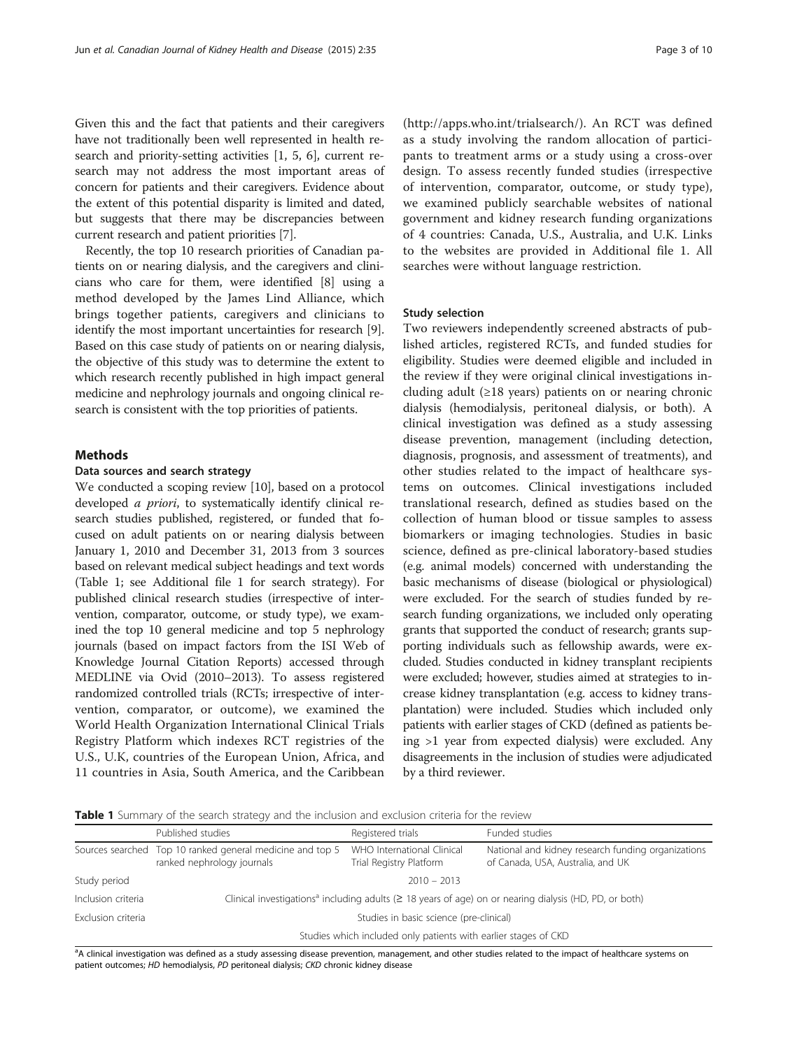Given this and the fact that patients and their caregivers have not traditionally been well represented in health research and priority-setting activities [1, 5, 6], current research may not address the most important areas of concern for patients and their caregivers. Evidence about the extent of this potential disparity is limited and dated, but suggests that there may be discrepancies between current research and patient priorities [7].

Recently, the top 10 research priorities of Canadian patients on or nearing dialysis, and the caregivers and clinicians who care for them, were identified [8] using a method developed by the James Lind Alliance, which brings together patients, caregivers and clinicians to identify the most important uncertainties for research [9]. Based on this case study of patients on or nearing dialysis, the objective of this study was to determine the extent to which research recently published in high impact general medicine and nephrology journals and ongoing clinical research is consistent with the top priorities of patients.

## Methods

### Data sources and search strategy

We conducted a scoping review [10], based on a protocol developed *a priori*, to systematically identify clinical research studies published, registered, or funded that focused on adult patients on or nearing dialysis between January 1, 2010 and December 31, 2013 from 3 sources based on relevant medical subject headings and text words (Table 1; see Additional file 1 for search strategy). For published clinical research studies (irrespective of intervention, comparator, outcome, or study type), we examined the top 10 general medicine and top 5 nephrology journals (based on impact factors from the ISI Web of Knowledge Journal Citation Reports) accessed through MEDLINE via Ovid (2010–2013). To assess registered randomized controlled trials (RCTs; irrespective of intervention, comparator, or outcome), we examined the World Health Organization International Clinical Trials Registry Platform which indexes RCT registries of the U.S., U.K, countries of the European Union, Africa, and 11 countries in Asia, South America, and the Caribbean (http://apps.who.int/trialsearch/). An RCT was defined as a study involving the random allocation of participants to treatment arms or a study using a cross-over design. To assess recently funded studies (irrespective of intervention, comparator, outcome, or study type), we examined publicly searchable websites of national government and kidney research funding organizations of 4 countries: Canada, U.S., Australia, and U.K. Links to the websites are provided in Additional file 1. All searches were without language restriction.

### Study selection

Two reviewers independently screened abstracts of published articles, registered RCTs, and funded studies for eligibility. Studies were deemed eligible and included in the review if they were original clinical investigations including adult (≥18 years) patients on or nearing chronic dialysis (hemodialysis, peritoneal dialysis, or both). A clinical investigation was defined as a study assessing disease prevention, management (including detection, diagnosis, prognosis, and assessment of treatments), and other studies related to the impact of healthcare systems on outcomes. Clinical investigations included translational research, defined as studies based on the collection of human blood or tissue samples to assess biomarkers or imaging technologies. Studies in basic science, defined as pre-clinical laboratory-based studies (e.g. animal models) concerned with understanding the basic mechanisms of disease (biological or physiological) were excluded. For the search of studies funded by research funding organizations, we included only operating grants that supported the conduct of research; grants supporting individuals such as fellowship awards, were excluded. Studies conducted in kidney transplant recipients were excluded; however, studies aimed at strategies to increase kidney transplantation (e.g. access to kidney transplantation) were included. Studies which included only patients with earlier stages of CKD (defined as patients being >1 year from expected dialysis) were excluded. Any disagreements in the inclusion of studies were adjudicated by a third reviewer.

**Table 1** Summary of the search strategy and the inclusion and exclusion criteria for the review

| | Published studies | Registered trials | Funded studies |
|---|---|---|---|
| Sources searched | Top 10 ranked general medicine and top 5 ranked nephrology journals | WHO International Clinical Trial Registry Platform | National and kidney research funding organizations of Canada, USA, Australia, and UK |
| Study period | 2010 – 2013 | | |
| Inclusion criteria | Clinical investigations[a] including adults (≥ 18 years of age) on or nearing dialysis (HD, PD, or both) | | |
| Exclusion criteria | Studies in basic science (pre-clinical) | | |
| | Studies which included only patients with earlier stages of CKD | | |

[a]A clinical investigation was defined as a study assessing disease prevention, management, and other studies related to the impact of healthcare systems on patient outcomes; *HD* hemodialysis, *PD* peritoneal dialysis; *CKD* chronic kidney disease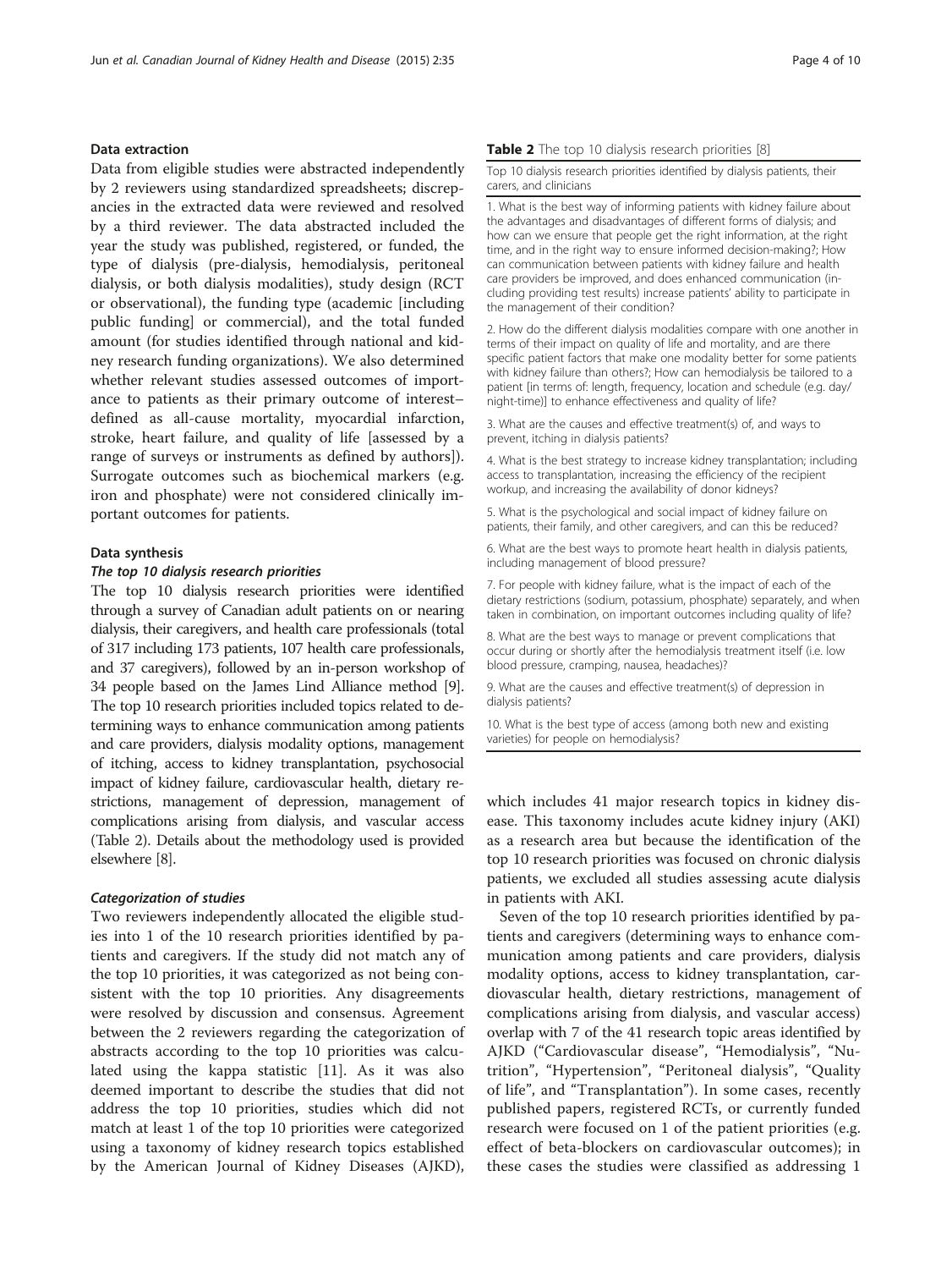### Data extraction

Data from eligible studies were abstracted independently by 2 reviewers using standardized spreadsheets; discrepancies in the extracted data were reviewed and resolved by a third reviewer. The data abstracted included the year the study was published, registered, or funded, the type of dialysis (pre-dialysis, hemodialysis, peritoneal dialysis, or both dialysis modalities), study design (RCT or observational), the funding type (academic [including public funding] or commercial), and the total funded amount (for studies identified through national and kidney research funding organizations). We also determined whether relevant studies assessed outcomes of importance to patients as their primary outcome of interest–defined as all-cause mortality, myocardial infarction, stroke, heart failure, and quality of life [assessed by a range of surveys or instruments as defined by authors]). Surrogate outcomes such as biochemical markers (e.g. iron and phosphate) were not considered clinically important outcomes for patients.

### Data synthesis

#### *The top 10 dialysis research priorities*

The top 10 dialysis research priorities were identified through a survey of Canadian adult patients on or nearing dialysis, their caregivers, and health care professionals (total of 317 including 173 patients, 107 health care professionals, and 37 caregivers), followed by an in-person workshop of 34 people based on the James Lind Alliance method [9]. The top 10 research priorities included topics related to determining ways to enhance communication among patients and care providers, dialysis modality options, management of itching, access to kidney transplantation, psychosocial impact of kidney failure, cardiovascular health, dietary restrictions, management of depression, management of complications arising from dialysis, and vascular access (Table 2). Details about the methodology used is provided elsewhere [8].

#### *Categorization of studies*

Two reviewers independently allocated the eligible studies into 1 of the 10 research priorities identified by patients and caregivers. If the study did not match any of the top 10 priorities, it was categorized as not being consistent with the top 10 priorities. Any disagreements were resolved by discussion and consensus. Agreement between the 2 reviewers regarding the categorization of abstracts according to the top 10 priorities was calculated using the kappa statistic [11]. As it was also deemed important to describe the studies that did not address the top 10 priorities, studies which did not match at least 1 of the top 10 priorities were categorized using a taxonomy of kidney research topics established by the American Journal of Kidney Diseases (AJKD), which includes 41 major research topics in kidney disease. This taxonomy includes acute kidney injury (AKI) as a research area but because the identification of the top 10 research priorities was focused on chronic dialysis patients, we excluded all studies assessing acute dialysis in patients with AKI.

**Table 2** The top 10 dialysis research priorities [8]

| Top 10 dialysis research priorities identified by dialysis patients, their carers, and clinicians |
|---|
| 1. What is the best way of informing patients with kidney failure about the advantages and disadvantages of different forms of dialysis; and how can we ensure that people get the right information, at the right time, and in the right way to ensure informed decision-making?; How can communication between patients with kidney failure and health care providers be improved, and does enhanced communication (including providing test results) increase patients' ability to participate in the management of their condition? |
| 2. How do the different dialysis modalities compare with one another in terms of their impact on quality of life and mortality, and are there specific patient factors that make one modality better for some patients with kidney failure than others?; How can hemodialysis be tailored to a patient [in terms of: length, frequency, location and schedule (e.g. day/night-time)] to enhance effectiveness and quality of life? |
| 3. What are the causes and effective treatment(s) of, and ways to prevent, itching in dialysis patients? |
| 4. What is the best strategy to increase kidney transplantation; including access to transplantation, increasing the efficiency of the recipient workup, and increasing the availability of donor kidneys? |
| 5. What is the psychological and social impact of kidney failure on patients, their family, and other caregivers, and can this be reduced? |
| 6. What are the best ways to promote heart health in dialysis patients, including management of blood pressure? |
| 7. For people with kidney failure, what is the impact of each of the dietary restrictions (sodium, potassium, phosphate) separately, and when taken in combination, on important outcomes including quality of life? |
| 8. What are the best ways to manage or prevent complications that occur during or shortly after the hemodialysis treatment itself (i.e. low blood pressure, cramping, nausea, headaches)? |
| 9. What are the causes and effective treatment(s) of depression in dialysis patients? |
| 10. What is the best type of access (among both new and existing varieties) for people on hemodialysis? |

Seven of the top 10 research priorities identified by patients and caregivers (determining ways to enhance communication among patients and care providers, dialysis modality options, access to kidney transplantation, cardiovascular health, dietary restrictions, management of complications arising from dialysis, and vascular access) overlap with 7 of the 41 research topic areas identified by AJKD ("Cardiovascular disease", "Hemodialysis", "Nutrition", "Hypertension", "Peritoneal dialysis", "Quality of life", and "Transplantation"). In some cases, recently published papers, registered RCTs, or currently funded research were focused on 1 of the patient priorities (e.g. effect of beta-blockers on cardiovascular outcomes); in these cases the studies were classified as addressing 1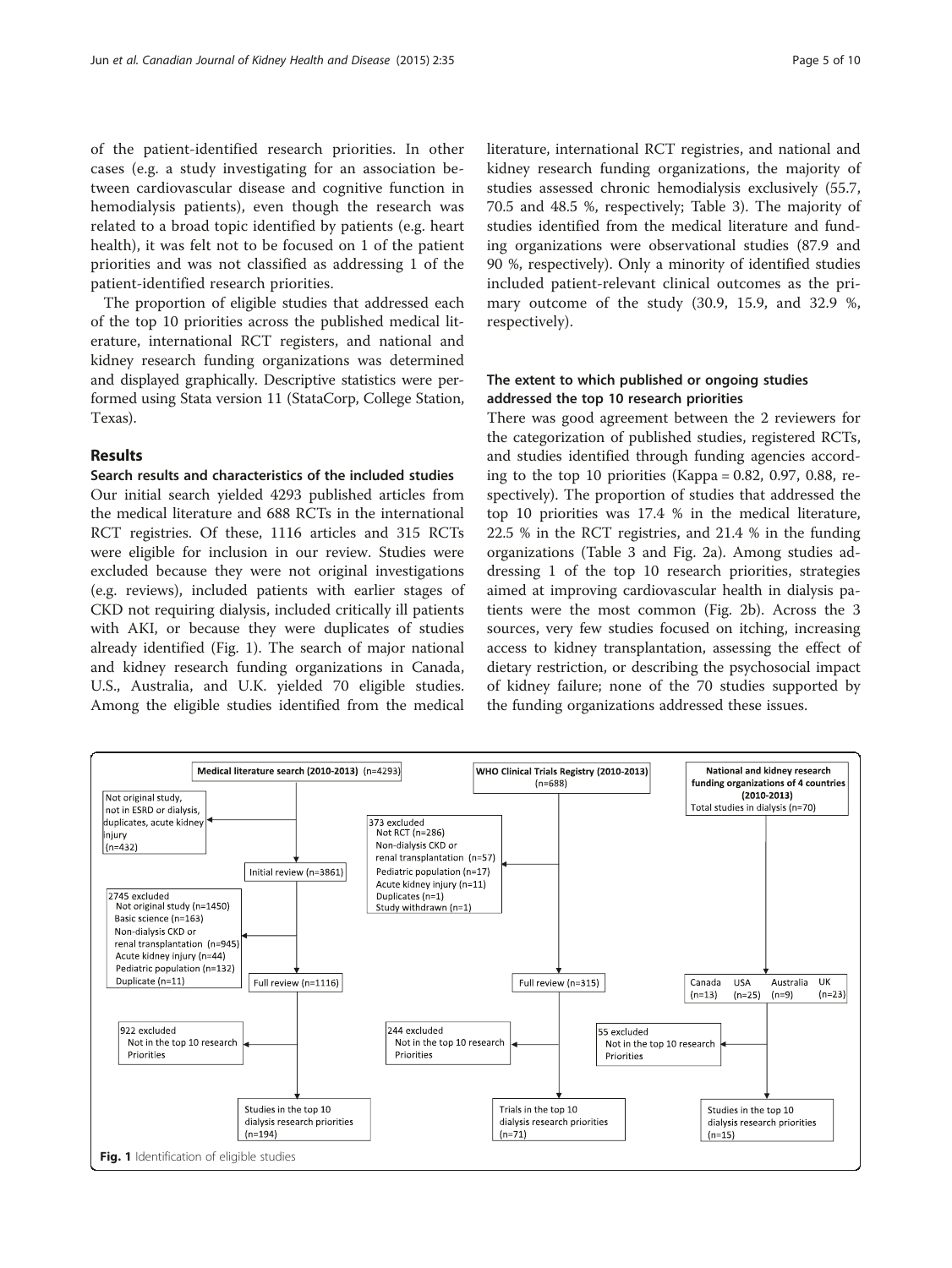of the patient-identified research priorities. In other cases (e.g. a study investigating for an association between cardiovascular disease and cognitive function in hemodialysis patients), even though the research was related to a broad topic identified by patients (e.g. heart health), it was felt not to be focused on 1 of the patient priorities and was not classified as addressing 1 of the patient-identified research priorities.

The proportion of eligible studies that addressed each of the top 10 priorities across the published medical literature, international RCT registers, and national and kidney research funding organizations was determined and displayed graphically. Descriptive statistics were performed using Stata version 11 (StataCorp, College Station, Texas).

## Results

### Search results and characteristics of the included studies

Our initial search yielded 4293 published articles from the medical literature and 688 RCTs in the international RCT registries. Of these, 1116 articles and 315 RCTs were eligible for inclusion in our review. Studies were excluded because they were not original investigations (e.g. reviews), included patients with earlier stages of CKD not requiring dialysis, included critically ill patients with AKI, or because they were duplicates of studies already identified (Fig. 1). The search of major national and kidney research funding organizations in Canada, U.S., Australia, and U.K. yielded 70 eligible studies. Among the eligible studies identified from the medical literature, international RCT registries, and national and kidney research funding organizations, the majority of studies assessed chronic hemodialysis exclusively (55.7, 70.5 and 48.5 %, respectively; Table 3). The majority of studies identified from the medical literature and funding organizations were observational studies (87.9 and 90 %, respectively). Only a minority of identified studies included patient-relevant clinical outcomes as the primary outcome of the study (30.9, 15.9, and 32.9 %, respectively).

### The extent to which published or ongoing studies addressed the top 10 research priorities

There was good agreement between the 2 reviewers for the categorization of published studies, registered RCTs, and studies identified through funding agencies according to the top 10 priorities (Kappa = 0.82, 0.97, 0.88, respectively). The proportion of studies that addressed the top 10 priorities was 17.4 % in the medical literature, 22.5 % in the RCT registries, and 21.4 % in the funding organizations (Table 3 and Fig. 2a). Among studies addressing 1 of the top 10 research priorities, strategies aimed at improving cardiovascular health in dialysis patients were the most common (Fig. 2b). Across the 3 sources, very few studies focused on itching, increasing access to kidney transplantation, assessing the effect of dietary restriction, or describing the psychosocial impact of kidney failure; none of the 70 studies supported by the funding organizations addressed these issues.

**Fig. 1** Identification of eligible studies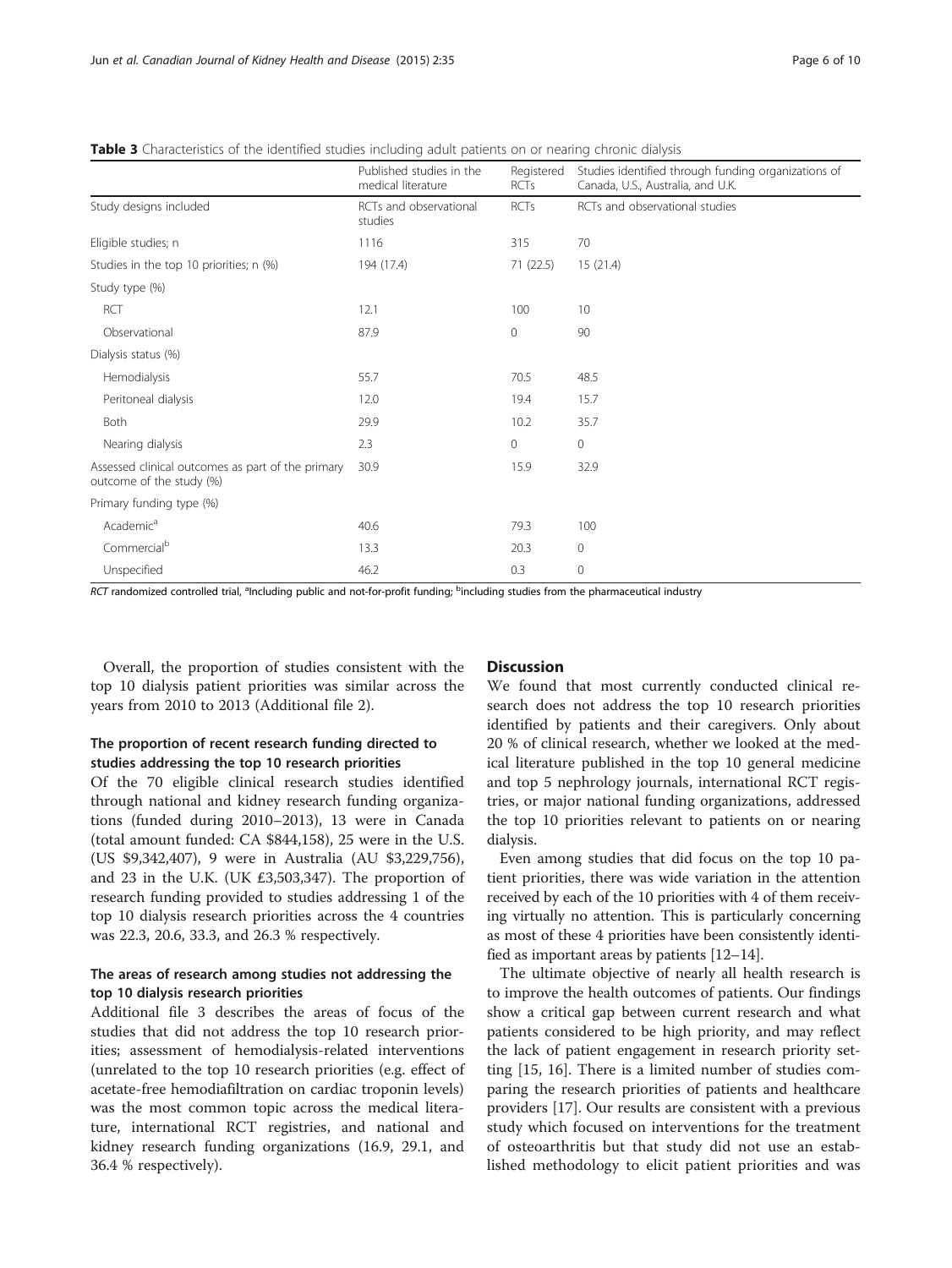**Table 3** Characteristics of the identified studies including adult patients on or nearing chronic dialysis

| | Published studies in the medical literature | Registered RCTs | Studies identified through funding organizations of Canada, U.S., Australia, and U.K. |
|---|---|---|---|
| Study designs included | RCTs and observational studies | RCTs | RCTs and observational studies |
| Eligible studies; n | 1116 | 315 | 70 |
| Studies in the top 10 priorities; n (%) | 194 (17.4) | 71 (22.5) | 15 (21.4) |
| Study type (%) | | | |
| RCT | 12.1 | 100 | 10 |
| Observational | 87.9 | 0 | 90 |
| Dialysis status (%) | | | |
| Hemodialysis | 55.7 | 70.5 | 48.5 |
| Peritoneal dialysis | 12.0 | 19.4 | 15.7 |
| Both | 29.9 | 10.2 | 35.7 |
| Nearing dialysis | 2.3 | 0 | 0 |
| Assessed clinical outcomes as part of the primary outcome of the study (%) | 30.9 | 15.9 | 32.9 |
| Primary funding type (%) | | | |
| Academic[a] | 40.6 | 79.3 | 100 |
| Commercial[b] | 13.3 | 20.3 | 0 |
| Unspecified | 46.2 | 0.3 | 0 |

*RCT* randomized controlled trial, [a]Including public and not-for-profit funding; [b]including studies from the pharmaceutical industry

Overall, the proportion of studies consistent with the top 10 dialysis patient priorities was similar across the years from 2010 to 2013 (Additional file 2).

### The proportion of recent research funding directed to studies addressing the top 10 research priorities

Of the 70 eligible clinical research studies identified through national and kidney research funding organizations (funded during 2010–2013), 13 were in Canada (total amount funded: CA $844,158), 25 were in the U.S. (US $9,342,407), 9 were in Australia (AU $3,229,756), and 23 in the U.K. (UK £3,503,347). The proportion of research funding provided to studies addressing 1 of the top 10 dialysis research priorities across the 4 countries was 22.3, 20.6, 33.3, and 26.3 % respectively.

### The areas of research among studies not addressing the top 10 dialysis research priorities

Additional file 3 describes the areas of focus of the studies that did not address the top 10 research priorities; assessment of hemodialysis-related interventions (unrelated to the top 10 research priorities (e.g. effect of acetate-free hemodiafiltration on cardiac troponin levels) was the most common topic across the medical literature, international RCT registries, and national and kidney research funding organizations (16.9, 29.1, and 36.4 % respectively).

## Discussion

We found that most currently conducted clinical research does not address the top 10 research priorities identified by patients and their caregivers. Only about 20 % of clinical research, whether we looked at the medical literature published in the top 10 general medicine and top 5 nephrology journals, international RCT registries, or major national funding organizations, addressed the top 10 priorities relevant to patients on or nearing dialysis.

Even among studies that did focus on the top 10 patient priorities, there was wide variation in the attention received by each of the 10 priorities with 4 of them receiving virtually no attention. This is particularly concerning as most of these 4 priorities have been consistently identified as important areas by patients [12–14].

The ultimate objective of nearly all health research is to improve the health outcomes of patients. Our findings show a critical gap between current research and what patients considered to be high priority, and may reflect the lack of patient engagement in research priority setting [15, 16]. There is a limited number of studies comparing the research priorities of patients and healthcare providers [17]. Our results are consistent with a previous study which focused on interventions for the treatment of osteoarthritis but that study did not use an established methodology to elicit patient priorities and was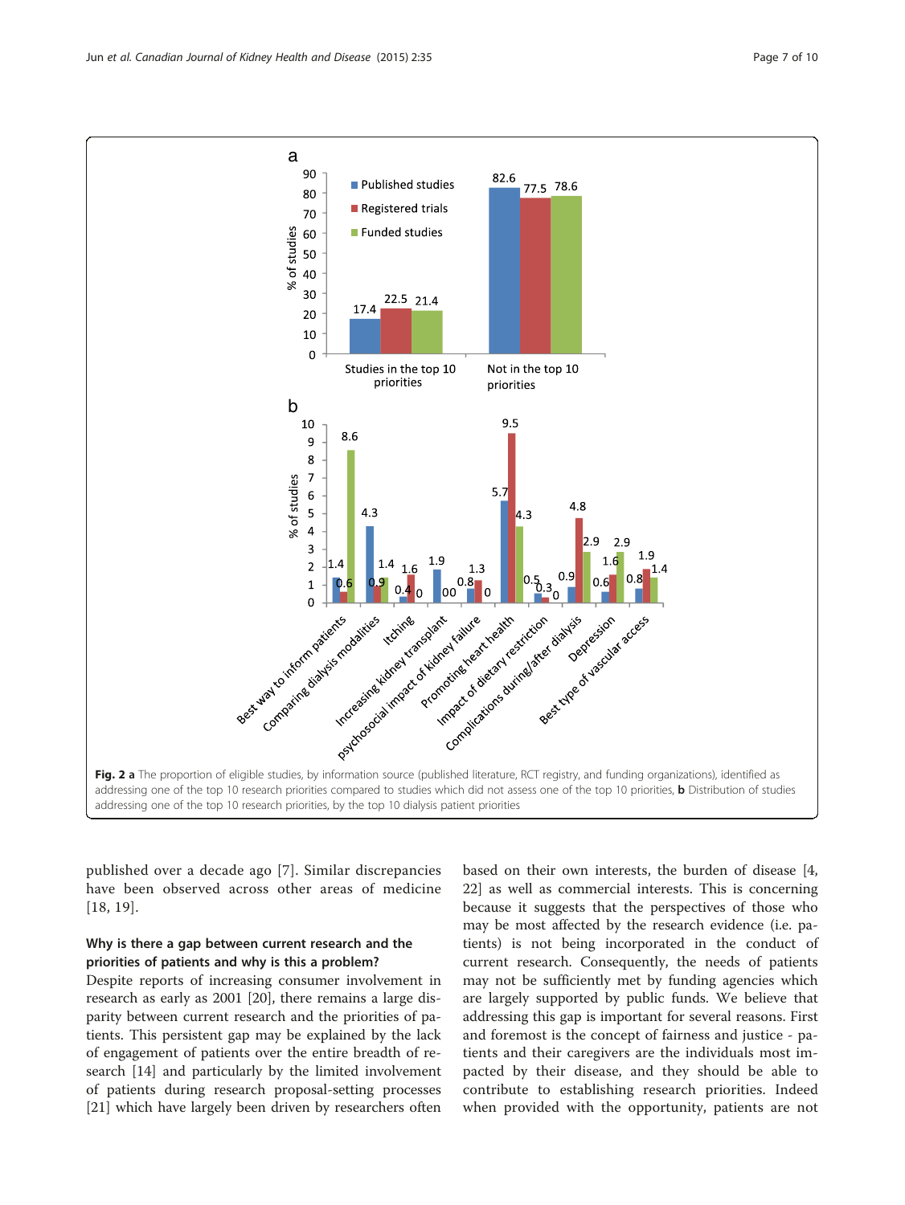Fig. 2 **a** The proportion of eligible studies, by information source (published literature, RCT registry, and funding organizations), identified as addressing one of the top 10 research priorities compared to studies which did not assess one of the top 10 priorities, **b** Distribution of studies addressing one of the top 10 research priorities, by the top 10 dialysis patient priorities

published over a decade ago [7]. Similar discrepancies have been observed across other areas of medicine [18, 19].

### Why is there a gap between current research and the priorities of patients and why is this a problem?

Despite reports of increasing consumer involvement in research as early as 2001 [20], there remains a large disparity between current research and the priorities of patients. This persistent gap may be explained by the lack of engagement of patients over the entire breadth of research [14] and particularly by the limited involvement of patients during research proposal-setting processes [21] which have largely been driven by researchers often based on their own interests, the burden of disease [4, 22] as well as commercial interests. This is concerning because it suggests that the perspectives of those who may be most affected by the research evidence (i.e. patients) is not being incorporated in the conduct of current research. Consequently, the needs of patients may not be sufficiently met by funding agencies which are largely supported by public funds. We believe that addressing this gap is important for several reasons. First and foremost is the concept of fairness and justice - patients and their caregivers are the individuals most impacted by their disease, and they should be able to contribute to establishing research priorities. Indeed when provided with the opportunity, patients are not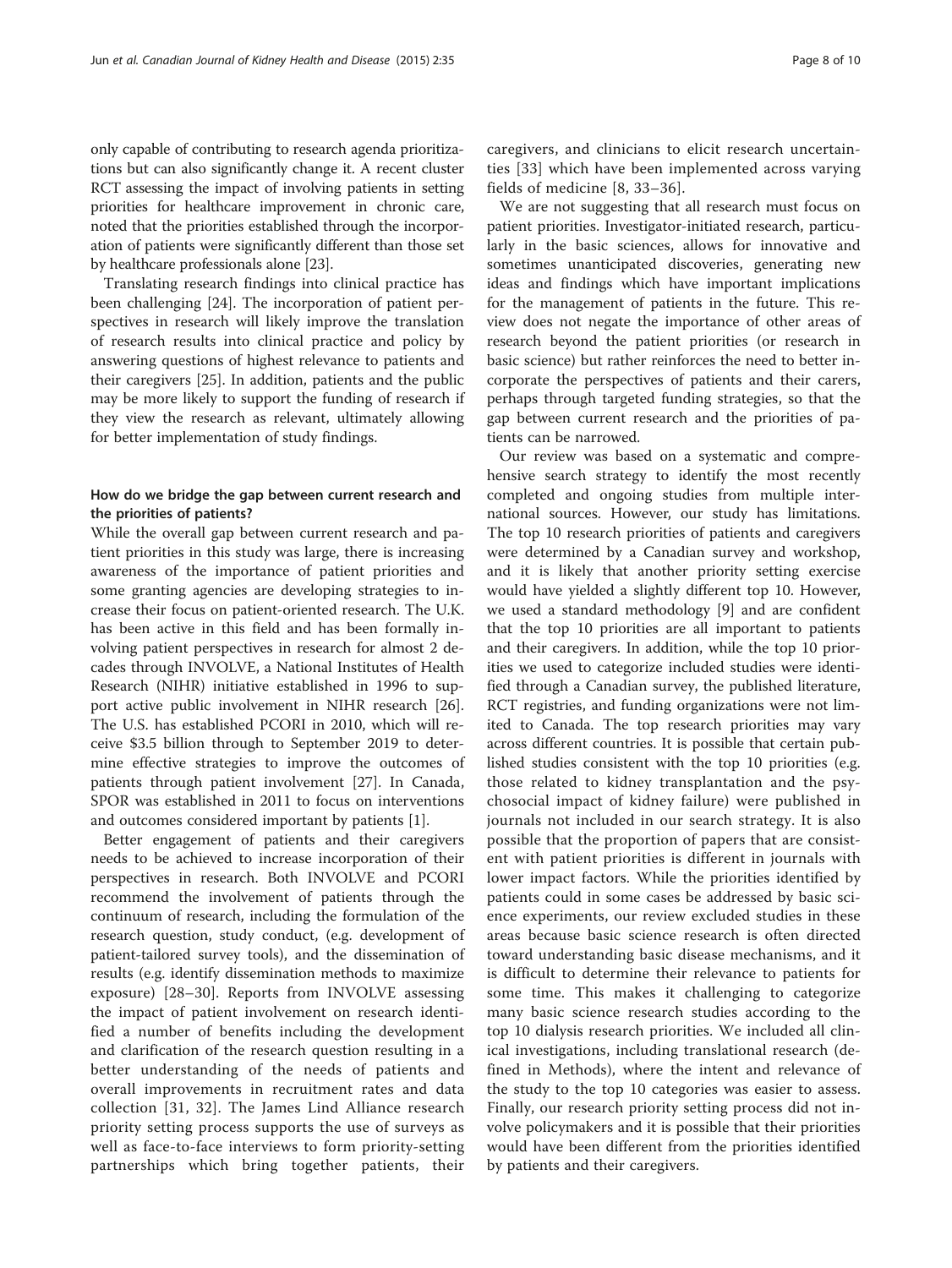only capable of contributing to research agenda prioritizations but can also significantly change it. A recent cluster RCT assessing the impact of involving patients in setting priorities for healthcare improvement in chronic care, noted that the priorities established through the incorporation of patients were significantly different than those set by healthcare professionals alone [23].

Translating research findings into clinical practice has been challenging [24]. The incorporation of patient perspectives in research will likely improve the translation of research results into clinical practice and policy by answering questions of highest relevance to patients and their caregivers [25]. In addition, patients and the public may be more likely to support the funding of research if they view the research as relevant, ultimately allowing for better implementation of study findings.

### How do we bridge the gap between current research and the priorities of patients?

While the overall gap between current research and patient priorities in this study was large, there is increasing awareness of the importance of patient priorities and some granting agencies are developing strategies to increase their focus on patient-oriented research. The U.K. has been active in this field and has been formally involving patient perspectives in research for almost 2 decades through INVOLVE, a National Institutes of Health Research (NIHR) initiative established in 1996 to support active public involvement in NIHR research [26]. The U.S. has established PCORI in 2010, which will receive $3.5 billion through to September 2019 to determine effective strategies to improve the outcomes of patients through patient involvement [27]. In Canada, SPOR was established in 2011 to focus on interventions and outcomes considered important by patients [1].

Better engagement of patients and their caregivers needs to be achieved to increase incorporation of their perspectives in research. Both INVOLVE and PCORI recommend the involvement of patients through the continuum of research, including the formulation of the research question, study conduct, (e.g. development of patient-tailored survey tools), and the dissemination of results (e.g. identify dissemination methods to maximize exposure) [28–30]. Reports from INVOLVE assessing the impact of patient involvement on research identified a number of benefits including the development and clarification of the research question resulting in a better understanding of the needs of patients and overall improvements in recruitment rates and data collection [31, 32]. The James Lind Alliance research priority setting process supports the use of surveys as well as face-to-face interviews to form priority-setting partnerships which bring together patients, their caregivers, and clinicians to elicit research uncertainties [33] which have been implemented across varying fields of medicine [8, 33–36].

We are not suggesting that all research must focus on patient priorities. Investigator-initiated research, particularly in the basic sciences, allows for innovative and sometimes unanticipated discoveries, generating new ideas and findings which have important implications for the management of patients in the future. This review does not negate the importance of other areas of research beyond the patient priorities (or research in basic science) but rather reinforces the need to better incorporate the perspectives of patients and their carers, perhaps through targeted funding strategies, so that the gap between current research and the priorities of patients can be narrowed.

Our review was based on a systematic and comprehensive search strategy to identify the most recently completed and ongoing studies from multiple international sources. However, our study has limitations. The top 10 research priorities of patients and caregivers were determined by a Canadian survey and workshop, and it is likely that another priority setting exercise would have yielded a slightly different top 10. However, we used a standard methodology [9] and are confident that the top 10 priorities are all important to patients and their caregivers. In addition, while the top 10 priorities we used to categorize included studies were identified through a Canadian survey, the published literature, RCT registries, and funding organizations were not limited to Canada. The top research priorities may vary across different countries. It is possible that certain published studies consistent with the top 10 priorities (e.g. those related to kidney transplantation and the psychosocial impact of kidney failure) were published in journals not included in our search strategy. It is also possible that the proportion of papers that are consistent with patient priorities is different in journals with lower impact factors. While the priorities identified by patients could in some cases be addressed by basic science experiments, our review excluded studies in these areas because basic science research is often directed toward understanding basic disease mechanisms, and it is difficult to determine their relevance to patients for some time. This makes it challenging to categorize many basic science research studies according to the top 10 dialysis research priorities. We included all clinical investigations, including translational research (defined in Methods), where the intent and relevance of the study to the top 10 categories was easier to assess. Finally, our research priority setting process did not involve policymakers and it is possible that their priorities would have been different from the priorities identified by patients and their caregivers.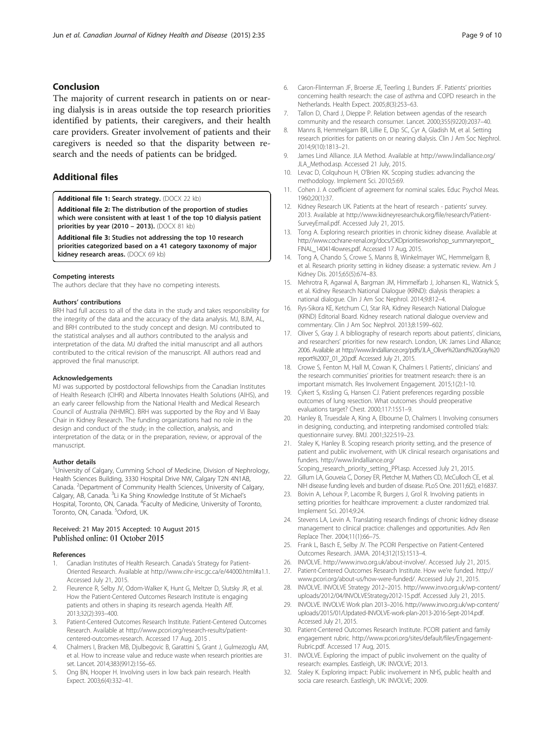## Conclusion

The majority of current research in patients on or nearing dialysis is in areas outside the top research priorities identified by patients, their caregivers, and their health care providers. Greater involvement of patients and their caregivers is needed so that the disparity between research and the needs of patients can be bridged.

## Additional files

**Additional file 1: Search strategy.** (DOCX 22 kb)

**Additional file 2: The distribution of the proportion of studies which were consistent with at least 1 of the top 10 dialysis patient priorities by year (2010 – 2013).** (DOCX 81 kb)

**Additional file 3: Studies not addressing the top 10 research priorities categorized based on a 41 category taxonomy of major kidney research areas.** (DOCX 69 kb)

#### Competing interests

The authors declare that they have no competing interests.

#### Authors' contributions

BRH had full access to all of the data in the study and takes responsibility for the integrity of the data and the accuracy of the data analysis. MJ, BJM, AL, and BRH contributed to the study concept and design. MJ contributed to the statistical analyses and all authors contributed to the analysis and interpretation of the data. MJ drafted the initial manuscript and all authors contributed to the critical revision of the manuscript. All authors read and approved the final manuscript.

#### Acknowledgements

MJ was supported by postdoctoral fellowships from the Canadian Institutes of Health Research (CIHR) and Alberta Innovates Health Solutions (AIHS), and an early career fellowship from the National Health and Medical Research Council of Australia (NHMRC). BRH was supported by the Roy and Vi Baay Chair in Kidney Research. The funding organizations had no role in the design and conduct of the study; in the collection, analysis, and interpretation of the data; or in the preparation, review, or approval of the manuscript.

#### Author details

[1]University of Calgary, Cumming School of Medicine, Division of Nephrology, Health Sciences Building, 3330 Hospital Drive NW, Calgary T2N 4N1AB, Canada. [2]Department of Community Health Sciences, University of Calgary, Calgary, AB, Canada. [3]Li Ka Shing Knowledge Institute of St Michael's Hospital, Toronto, ON, Canada. [4]Faculty of Medicine, University of Toronto, Toronto, ON, Canada. [5]Oxford, UK.

Received: 21 May 2015 Accepted: 10 August 2015
Published online: 01 October 2015

#### References

1. Canadian Institutes of Health Research. Canada's Strategy for Patient-Oriented Research. Available at http://www.cihr-irsc.gc.ca/e/44000.html#a1.1. Accessed July 21, 2015.
2. Fleurence R, Selby JV, Odom-Walker K, Hunt G, Meltzer D, Slutsky JR, et al. How the Patient-Centered Outcomes Research Institute is engaging patients and others in shaping its research agenda. Health Aff. 2013;32(2):393–400.
3. Patient-Centered Outcomes Research Institute. Patient-Centered Outcomes Research. Available at http://www.pcori.org/research-results/patient-centered-outcomes-research. Accessed 17 Aug, 2015 .
4. Chalmers I, Bracken MB, Djulbegovic B, Garattini S, Grant J, Gulmezoglu AM, et al. How to increase value and reduce waste when research priorities are set. Lancet. 2014;383(9912):156–65.
5. Ong BN, Hooper H. Involving users in low back pain research. Health Expect. 2003;6(4):332–41.
6. Caron-Flinterman JF, Broerse JE, Teerling J, Bunders JF. Patients' priorities concerning health research: the case of asthma and COPD research in the Netherlands. Health Expect. 2005;8(3):253–63.
7. Tallon D, Chard J, Dieppe P. Relation between agendas of the research community and the research consumer. Lancet. 2000;355(9220):2037–40.
8. Manns B, Hemmelgarn BR, Lillie E, Dip SC, Cyr A, Gladish M, et al. Setting research priorities for patients on or nearing dialysis. Clin J Am Soc Nephrol. 2014;9(10):1813–21.
9. James Lind Alliance. JLA Method. Available at http://www.lindalliance.org/JLA_Method.asp. Accessed 21 July, 2015.
10. Levac D, Colquhoun H, O'Brien KK. Scoping studies: advancing the methodology. Implement Sci. 2010;5:69.
11. Cohen J. A coefficient of agreement for nominal scales. Educ Psychol Meas. 1960;20(1):37.
12. Kidney Research UK. Patients at the heart of research - patients' survey. 2013. Available at http://www.kidneyresearchuk.org/file/research/Patient-SurveyEmail.pdf. Accessed July 21, 2015.
13. Tong A. Exploring research priorities in chronic kidney disease. Available at http://www.cochrane-renal.org/docs/CKDprioritiesworkshop_summaryreport_FINAL_140414lowres.pdf. Accessed 17 Aug, 2015.
14. Tong A, Chando S, Crowe S, Manns B, Winkelmayer WC, Hemmelgarn B, et al. Research priority setting in kidney disease: a systematic review. Am J Kidney Dis. 2015;65(5):674–83.
15. Mehrotra R, Agarwal A, Bargman JM, Himmelfarb J, Johansen KL, Watnick S, et al. Kidney Research National Dialogue (KRND): dialysis therapies: a national dialogue. Clin J Am Soc Nephrol. 2014;9:812–4.
16. Rys-Sikora KE, Ketchum CJ, Star RA, Kidney Research National Dialogue (KRND) Editorial Board. Kidney research national dialogue overview and commentary. Clin J Am Soc Nephrol. 2013;8:1599–602.
17. Oliver S, Gray J. A bibliography of research reports about patients', clinicians, and researchers' priorities for new research. London, UK: James Lind Alliance; 2006. Available at http://www.lindalliance.org/pdfs/JLA_Oliver%20and%20Gray%20report%2007_01_20.pdf. Accessed July 21, 2015.
18. Crowe S, Fenton M, Hall M, Cowan K, Chalmers I. Patients', clinicians' and the research communities' priorities for treatment research: there is an important mismatch. Res Involvement Engagement. 2015;1(2):1-10.
19. Cykert S, Kissling G, Hansen CJ. Patient preferences regarding possible outcomes of lung resection. What outcomes should preoperative evaluations target? Chest. 2000;117:1551–9.
20. Hanley B, Truesdale A, King A, Elbourne D, Chalmers I. Involving consumers in designing, conducting, and interpreting randomised controlled trials: questionnaire survey. BMJ. 2001;322:519–23.
21. Staley K, Hanley B. Scoping research priority setting, and the presence of patient and public involvement, with UK clinical research organisations and funders. http://www.lindalliance.org/Scoping_research_priority_setting_PPI.asp. Accessed July 21, 2015.
22. Gillum LA, Gouveia C, Dorsey ER, Pletcher M, Mathers CD, McCulloch CE, et al. NIH disease funding levels and burden of disease. PLoS One. 2011;6(2), e16837.
23. Boivin A, Lehoux P, Lacombe R, Burgers J, Grol R. Involving patients in setting priorities for healthcare improvement: a cluster randomized trial. Implement Sci. 2014;9:24.
24. Stevens LA, Levin A. Translating research findings of chronic kidney disease management to clinical practice: challenges and opportunities. Adv Ren Replace Ther. 2004;11(1):66–75.
25. Frank L, Basch E, Selby JV. The PCORI Perspective on Patient-Centered Outcomes Research. JAMA. 2014;312(15):1513–4.
26. INVOLVE. http://www.invo.org.uk/about-involve/. Accessed July 21, 2015.
27. Patient-Centered Outcomes Research Institute. How we're funded. http://www.pcori.org/about-us/how-were-funded/. Accessed July 21, 2015.
28. INVOLVE. INVOLVE Strategy 2012–2015. http://www.invo.org.uk/wp-content/uploads/2012/04/INVOLVEStrategy2012-15.pdf. Accessed July 21, 2015.
29. INVOLVE. INVOLVE Work plan 2013–2016. http://www.invo.org.uk/wp-content/uploads/2015/01/Updated-INVOLVE-work-plan-2013-2016-Sept-2014.pdf. Accessed July 21, 2015.
30. Patient-Centered Outcomes Research Institute. PCORI patient and family engagement rubric. http://www.pcori.org/sites/default/files/Engagement-Rubric.pdf. Accessed 17 Aug, 2015.
31. INVOLVE. Exploring the impact of public involvement on the quality of research: examples. Eastleigh, UK: INVOLVE; 2013.
32. Staley K. Exploring impact: Public involvement in NHS, public health and socia care research. Eastleigh, UK: INVOLVE; 2009.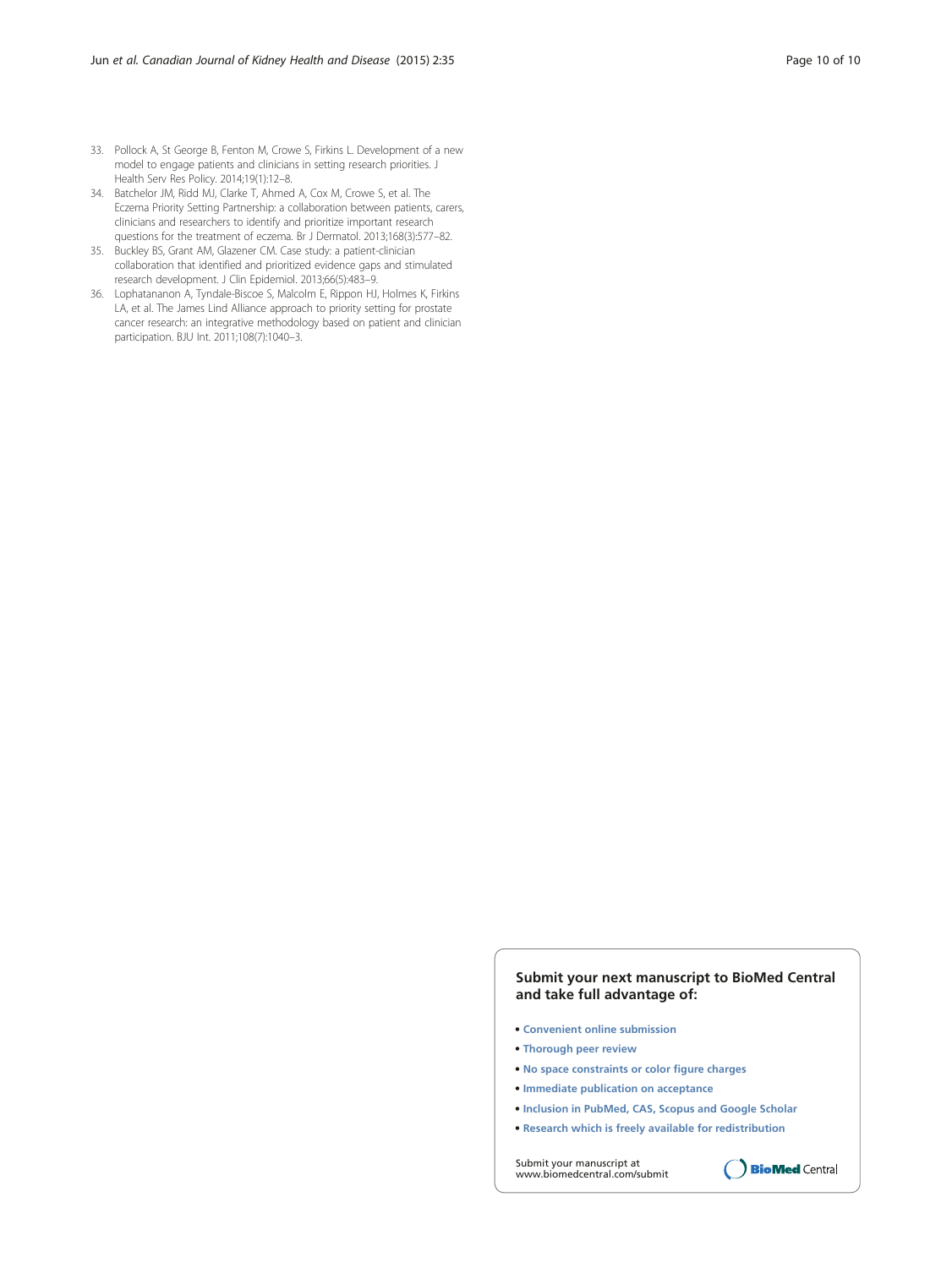33. Pollock A, St George B, Fenton M, Crowe S, Firkins L. Development of a new model to engage patients and clinicians in setting research priorities. J Health Serv Res Policy. 2014;19(1):12–8.
34. Batchelor JM, Ridd MJ, Clarke T, Ahmed A, Cox M, Crowe S, et al. The Eczema Priority Setting Partnership: a collaboration between patients, carers, clinicians and researchers to identify and prioritize important research questions for the treatment of eczema. Br J Dermatol. 2013;168(3):577–82.
35. Buckley BS, Grant AM, Glazener CM. Case study: a patient-clinician collaboration that identified and prioritized evidence gaps and stimulated research development. J Clin Epidemiol. 2013;66(5):483–9.
36. Lophatananon A, Tyndale-Biscoe S, Malcolm E, Rippon HJ, Holmes K, Firkins LA, et al. The James Lind Alliance approach to priority setting for prostate cancer research: an integrative methodology based on patient and clinician participation. BJU Int. 2011;108(7):1040–3.

**Submit your next manuscript to BioMed Central and take full advantage of:**

- **Convenient online submission**
- **Thorough peer review**
- **No space constraints or color figure charges**
- **Immediate publication on acceptance**
- **Inclusion in PubMed, CAS, Scopus and Google Scholar**
- **Research which is freely available for redistribution**

Submit your manuscript at
www.biomedcentral.com/submit

BioMed Central